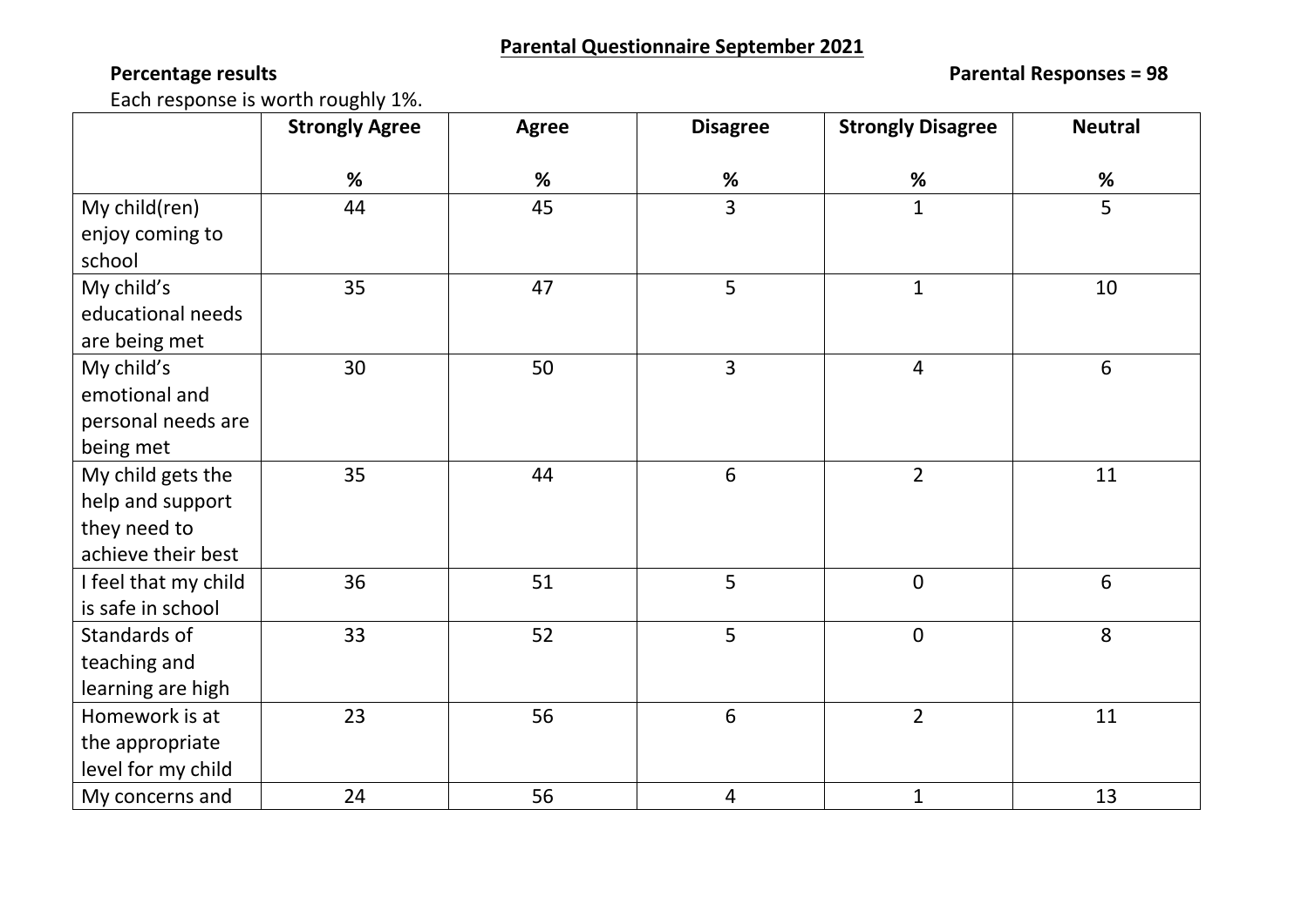## Parental Questionnaire September 2021

**Percentage results** **Parental Responses = 98**

Each response is worth roughly 1%.

| | Strongly Agree<br><br>% | Agree<br><br>% | Disagree<br><br>% | Strongly Disagree<br><br>% | Neutral<br><br>% |
|---|---|---|---|---|---|
| My child(ren) enjoy coming to school | 44 | 45 | 3 | 1 | 5 |
| My child's educational needs are being met | 35 | 47 | 5 | 1 | 10 |
| My child's emotional and personal needs are being met | 30 | 50 | 3 | 4 | 6 |
| My child gets the help and support they need to achieve their best | 35 | 44 | 6 | 2 | 11 |
| I feel that my child is safe in school | 36 | 51 | 5 | 0 | 6 |
| Standards of teaching and learning are high | 33 | 52 | 5 | 0 | 8 |
| Homework is at the appropriate level for my child | 23 | 56 | 6 | 2 | 11 |
| My concerns and | 24 | 56 | 4 | 1 | 13 |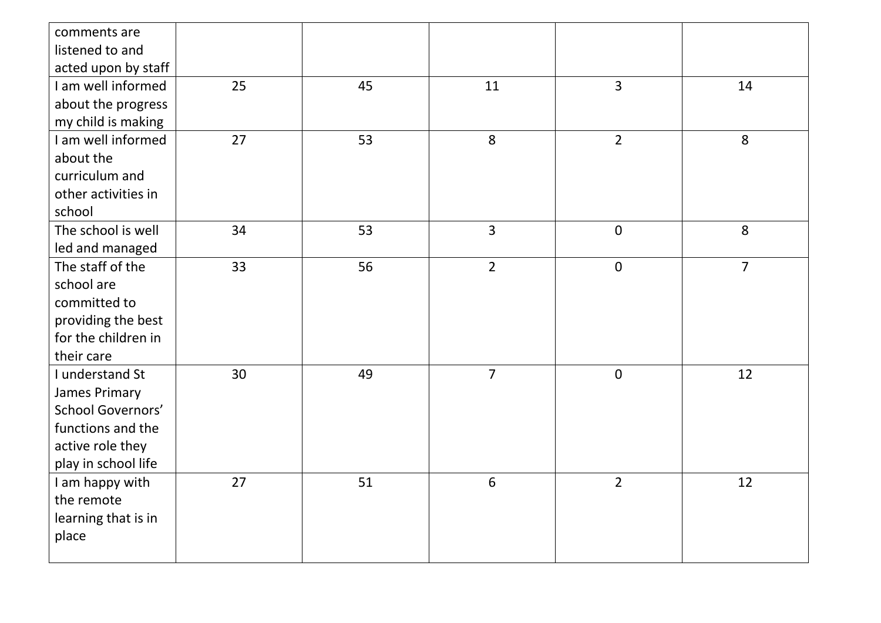| | | | | | |
|---|---|---|---|---|---|
| comments are listened to and acted upon by staff | | | | | |
| I am well informed about the progress my child is making | 25 | 45 | 11 | 3 | 14 |
| I am well informed about the curriculum and other activities in school | 27 | 53 | 8 | 2 | 8 |
| The school is well led and managed | 34 | 53 | 3 | 0 | 8 |
| The staff of the school are committed to providing the best for the children in their care | 33 | 56 | 2 | 0 | 7 |
| I understand St James Primary School Governors' functions and the active role they play in school life | 30 | 49 | 7 | 0 | 12 |
| I am happy with the remote learning that is in place | 27 | 51 | 6 | 2 | 12 |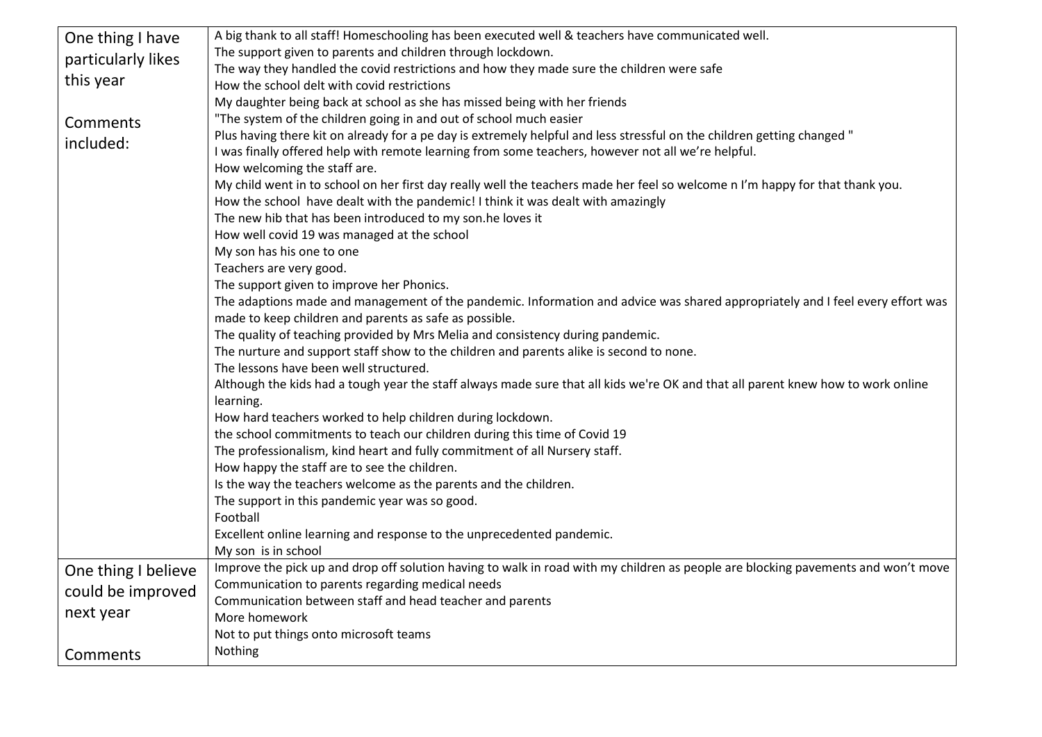| One thing I have particularly likes this year<br><br>Comments included: | A big thank to all staff! Homeschooling has been executed well & teachers have communicated well.<br>The support given to parents and children through lockdown.<br>The way they handled the covid restrictions and how they made sure the children were safe<br>How the school delt with covid restrictions<br>My daughter being back at school as she has missed being with her friends<br>"The system of the children going in and out of school much easier<br>Plus having there kit on already for a pe day is extremely helpful and less stressful on the children getting changed "<br>I was finally offered help with remote learning from some teachers, however not all we're helpful.<br>How welcoming the staff are.<br>My child went in to school on her first day really well the teachers made her feel so welcome n I'm happy for that thank you.<br>How the school have dealt with the pandemic! I think it was dealt with amazingly<br>The new hib that has been introduced to my son.he loves it<br>How well covid 19 was managed at the school<br>My son has his one to one<br>Teachers are very good.<br>The support given to improve her Phonics.<br>The adaptions made and management of the pandemic. Information and advice was shared appropriately and I feel every effort was made to keep children and parents as safe as possible.<br>The quality of teaching provided by Mrs Melia and consistency during pandemic.<br>The nurture and support staff show to the children and parents alike is second to none.<br>The lessons have been well structured.<br>Although the kids had a tough year the staff always made sure that all kids we're OK and that all parent knew how to work online learning.<br>How hard teachers worked to help children during lockdown.<br>the school commitments to teach our children during this time of Covid 19<br>The professionalism, kind heart and fully commitment of all Nursery staff.<br>How happy the staff are to see the children.<br>Is the way the teachers welcome as the parents and the children.<br>The support in this pandemic year was so good.<br>Football<br>Excellent online learning and response to the unprecedented pandemic.<br>My son is in school |
|---|---|
| One thing I believe could be improved next year<br><br>Comments | Improve the pick up and drop off solution having to walk in road with my children as people are blocking pavements and won't move<br>Communication to parents regarding medical needs<br>Communication between staff and head teacher and parents<br>More homework<br>Not to put things onto microsoft teams<br>Nothing |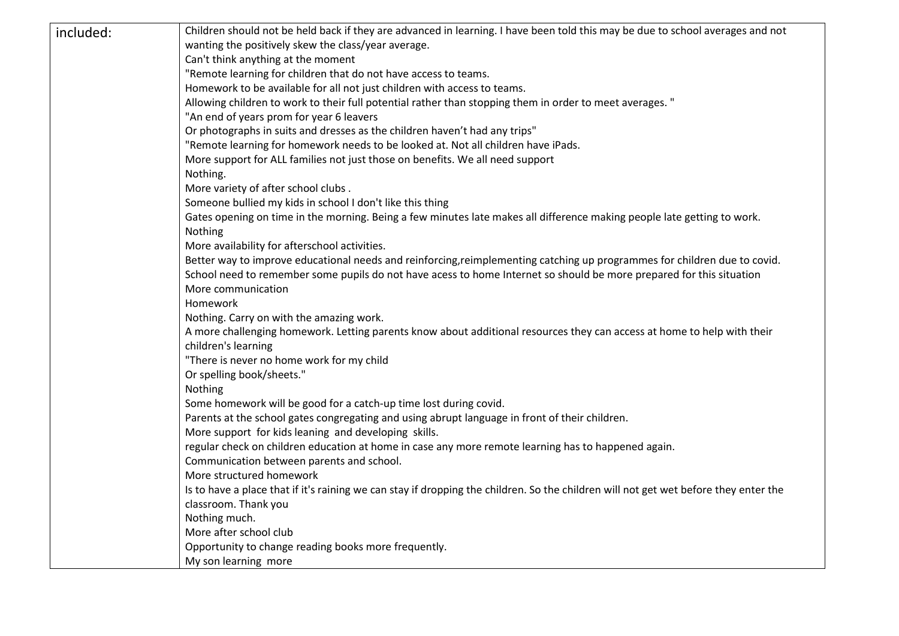| | |
|---|---|
| included: | Children should not be held back if they are advanced in learning. I have been told this may be due to school averages and not wanting the positively skew the class/year average.<br>Can't think anything at the moment<br>"Remote learning for children that do not have access to teams.<br>Homework to be available for all not just children with access to teams.<br>Allowing children to work to their full potential rather than stopping them in order to meet averages. "<br>"An end of years prom for year 6 leavers<br>Or photographs in suits and dresses as the children haven't had any trips"<br>"Remote learning for homework needs to be looked at. Not all children have iPads.<br>More support for ALL families not just those on benefits. We all need support<br>Nothing.<br>More variety of after school clubs .<br>Someone bullied my kids in school I don't like this thing<br>Gates opening on time in the morning. Being a few minutes late makes all difference making people late getting to work.<br>Nothing<br>More availability for afterschool activities.<br>Better way to improve educational needs and reinforcing,reimplementing catching up programmes for children due to covid.<br>School need to remember some pupils do not have acess to home Internet so should be more prepared for this situation<br>More communication<br>Homework<br>Nothing. Carry on with the amazing work.<br>A more challenging homework. Letting parents know about additional resources they can access at home to help with their children's learning<br>"There is never no home work for my child<br>Or spelling book/sheets."<br>Nothing<br>Some homework will be good for a catch-up time lost during covid.<br>Parents at the school gates congregating and using abrupt language in front of their children.<br>More support for kids leaning and developing skills.<br>regular check on children education at home in case any more remote learning has to happened again.<br>Communication between parents and school.<br>More structured homework<br>Is to have a place that if it's raining we can stay if dropping the children. So the children will not get wet before they enter the classroom. Thank you<br>Nothing much.<br>More after school club<br>Opportunity to change reading books more frequently.<br>My son learning more |